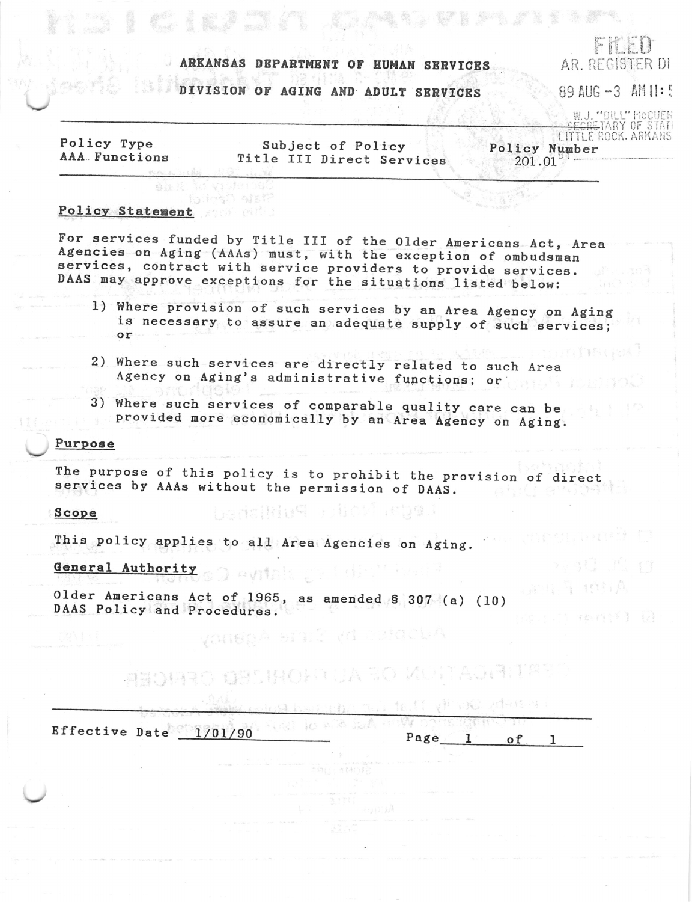ARKANSAS DEPARTMENT OF HUMAN SERVICES

DIVISION OF AGING AND ADULT SERVICES

FILED
AR. REGISTER DI

89 AUG -3 AM 11:5

W.J. "BILL" McCUEN
SECRETARY OF STATE
LITTLE ROCK, ARKANS

| Policy Type | Subject of Policy | Policy Number |
|---|---|---|
| AAA Functions | Title III Direct Services | 201.01 |

## Policy Statement

For services funded by Title III of the Older Americans Act, Area Agencies on Aging (AAAs) must, with the exception of ombudsman services, contract with service providers to provide services. DAAS may approve exceptions for the situations listed below:

1) Where provision of such services by an Area Agency on Aging is necessary to assure an adequate supply of such services; or

2) Where such services are directly related to such Area Agency on Aging's administrative functions; or

3) Where such services of comparable quality care can be provided more economically by an Area Agency on Aging.

## Purpose

The purpose of this policy is to prohibit the provision of direct services by AAAs without the permission of DAAS.

## Scope

This policy applies to all Area Agencies on Aging.

## General Authority

Older Americans Act of 1965, as amended § 307 (a) (10)
DAAS Policy and Procedures.

Effective Date 1/01/90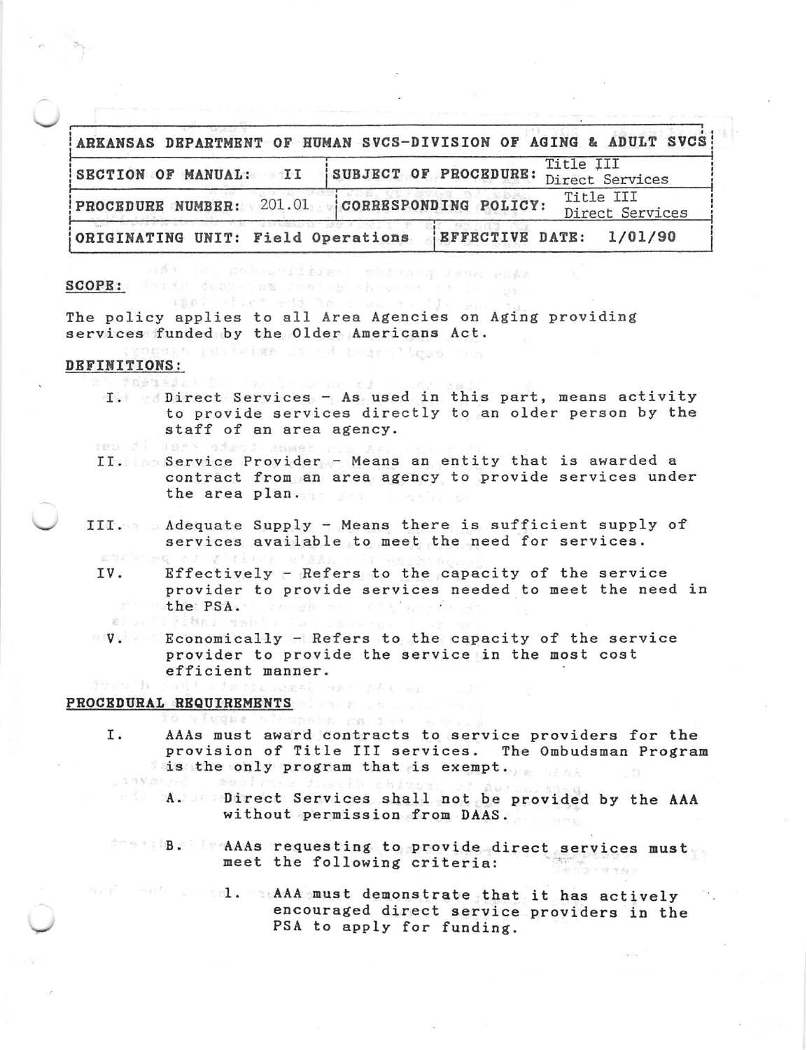| | |
|---|---|
| ARKANSAS DEPARTMENT OF HUMAN SVCS-DIVISION OF AGING & ADULT SVCS | |
| SECTION OF MANUAL: II | SUBJECT OF PROCEDURE: Title III Direct Services |
| PROCEDURE NUMBER: 201.01 | CORRESPONDING POLICY: Title III Direct Services |
| ORIGINATING UNIT: Field Operations | EFFECTIVE DATE: 1/01/90 |

**SCOPE:**

The policy applies to all Area Agencies on Aging providing services funded by the Older Americans Act.

**DEFINITIONS:**

I. Direct Services - As used in this part, means activity to provide services directly to an older person by the staff of an area agency.

II. Service Provider - Means an entity that is awarded a contract from an area agency to provide services under the area plan.

III. Adequate Supply - Means there is sufficient supply of services available to meet the need for services.

IV. Effectively - Refers to the capacity of the service provider to provide services needed to meet the need in the PSA.

V. Economically - Refers to the capacity of the service provider to provide the service in the most cost efficient manner.

**PROCEDURAL REQUIREMENTS**

I. AAAs must award contracts to service providers for the provision of Title III services. The Ombudsman Program is the only program that is exempt.

   A. Direct Services shall not be provided by the AAA without permission from DAAS.

   B. AAAs requesting to provide direct services must meet the following criteria:

      1. AAA must demonstrate that it has actively encouraged direct service providers in the PSA to apply for funding.